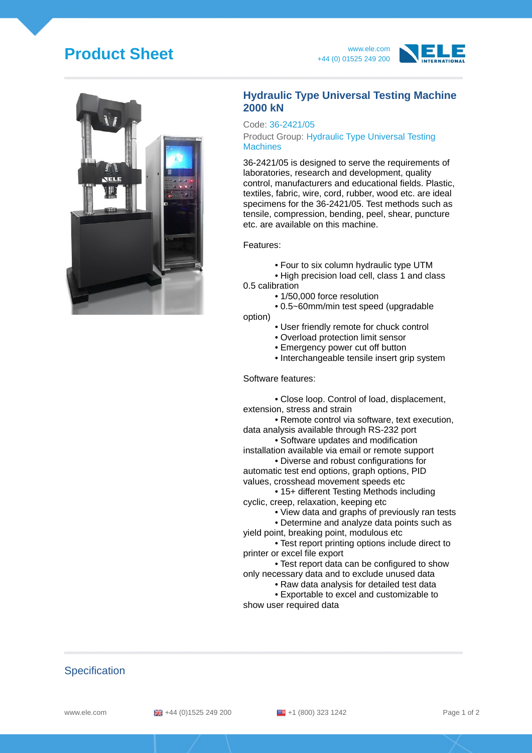# Product Sheet

www.ele.com
+44 (0) 01525 249 200

## Hydraulic Type Universal Testing Machine 2000 kN

Code: 36-2421/05

Product Group: Hydraulic Type Universal Testing Machines

36-2421/05 is designed to serve the requirements of laboratories, research and development, quality control, manufacturers and educational fields. Plastic, textiles, fabric, wire, cord, rubber, wood etc. are ideal specimens for the 36-2421/05. Test methods such as tensile, compression, bending, peel, shear, puncture etc. are available on this machine.

Features:

- Four to six column hydraulic type UTM
- High precision load cell, class 1 and class 0.5 calibration
- 1/50,000 force resolution
- 0.5~60mm/min test speed (upgradable option)
- User friendly remote for chuck control
- Overload protection limit sensor
- Emergency power cut off button
- Interchangeable tensile insert grip system

Software features:

- Close loop. Control of load, displacement, extension, stress and strain
- Remote control via software, text execution, data analysis available through RS-232 port
- Software updates and modification installation available via email or remote support
- Diverse and robust configurations for automatic test end options, graph options, PID values, crosshead movement speeds etc
- 15+ different Testing Methods including cyclic, creep, relaxation, keeping etc
- View data and graphs of previously ran tests
- Determine and analyze data points such as yield point, breaking point, modulous etc
- Test report printing options include direct to printer or excel file export
- Test report data can be configured to show only necessary data and to exclude unused data
- Raw data analysis for detailed test data
- Exportable to excel and customizable to show user required data

## Specification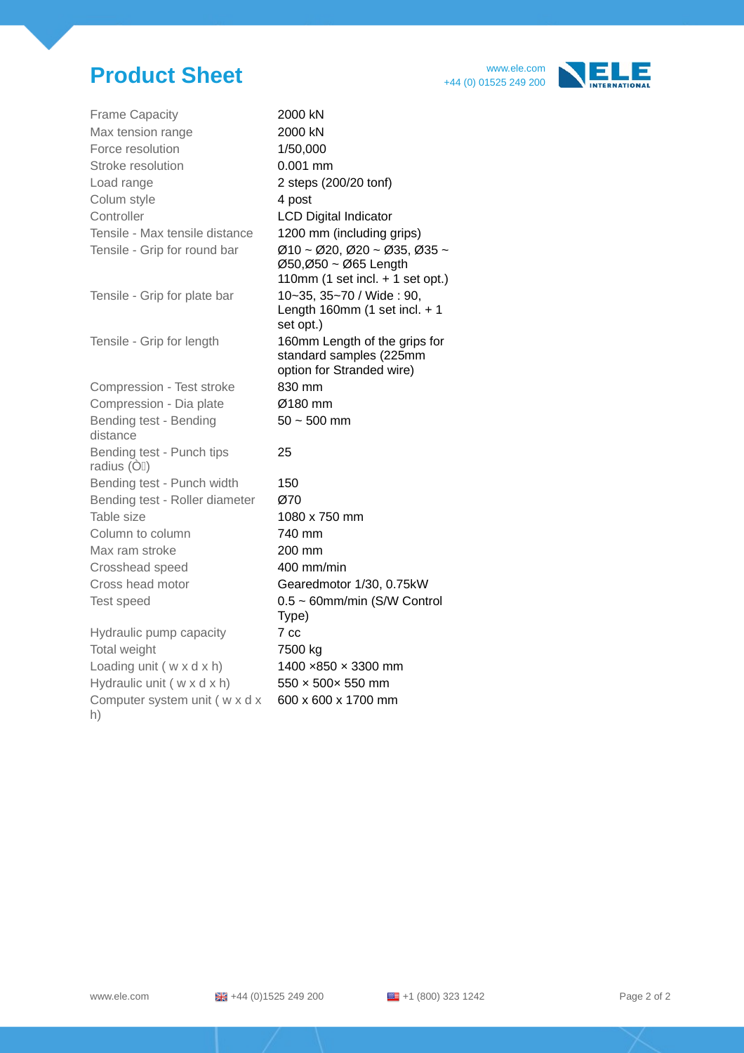# Product Sheet

| | |
|---|---|
| Frame Capacity | 2000 kN |
| Max tension range | 2000 kN |
| Force resolution | 1/50,000 |
| Stroke resolution | 0.001 mm |
| Load range | 2 steps (200/20 tonf) |
| Colum style | 4 post |
| Controller | LCD Digital Indicator |
| Tensile - Max tensile distance | 1200 mm (including grips) |
| Tensile - Grip for round bar | Ø10 ~ Ø20, Ø20 ~ Ø35, Ø35 ~ Ø50,Ø50 ~ Ø65 Length 110mm (1 set incl. + 1 set opt.) |
| Tensile - Grip for plate bar | 10~35, 35~70 / Wide : 90, Length 160mm (1 set incl. + 1 set opt.) |
| Tensile - Grip for length | 160mm Length of the grips for standard samples (225mm option for Stranded wire) |
| Compression - Test stroke | 830 mm |
| Compression - Dia plate | Ø180 mm |
| Bending test - Bending distance | 50 ~ 500 mm |
| Bending test - Punch tips radius (Ò) | 25 |
| Bending test - Punch width | 150 |
| Bending test - Roller diameter | Ø70 |
| Table size | 1080 x 750 mm |
| Column to column | 740 mm |
| Max ram stroke | 200 mm |
| Crosshead speed | 400 mm/min |
| Cross head motor | Gearedmotor 1/30, 0.75kW |
| Test speed | 0.5 ~ 60mm/min (S/W Control Type) |
| Hydraulic pump capacity | 7 cc |
| Total weight | 7500 kg |
| Loading unit ( w x d x h) | 1400 ×850 × 3300 mm |
| Hydraulic unit ( w x d x h) | 550 × 500× 550 mm |
| Computer system unit ( w x d x h) | 600 x 600 x 1700 mm |